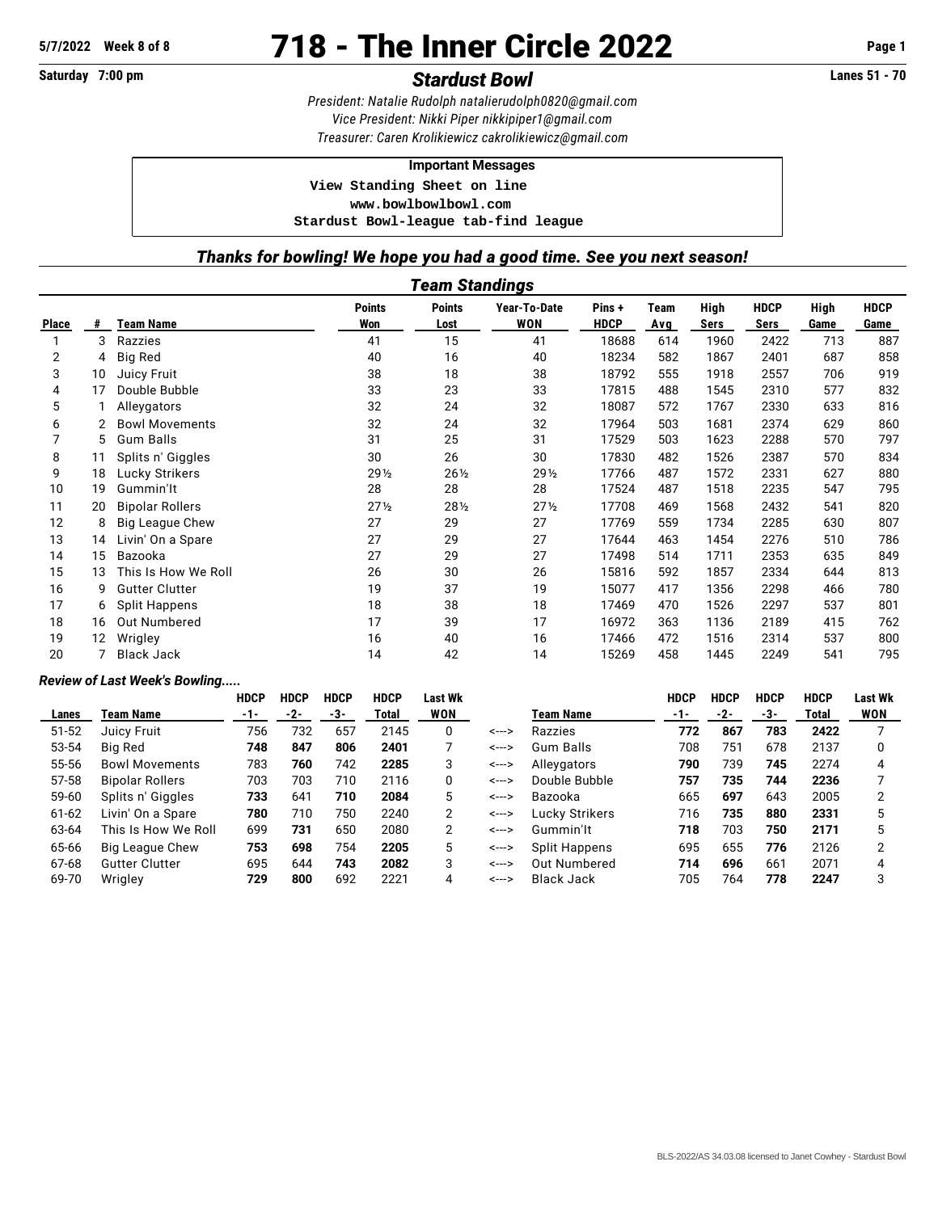5/7/2022 Week 8 of 8

# 718 - The Inner Circle 2022

Saturday 7:00 pm

## *Stardust Bowl*

Lanes 51 - 70

*President: Natalie Rudolph natalierudolph0820@gmail.com*
*Vice President: Nikki Piper nikkipiper1@gmail.com*
*Treasurer: Caren Krolikiewicz cakrolikiewicz@gmail.com*

**Important Messages**

```
View Standing Sheet on line
www.bowlbowlbowl.com
Stardust Bowl-league tab-find league
```

### *Thanks for bowling! We hope you had a good time. See you next season!*

### *Team Standings*

| Place | # | Team Name | Points Won | Points Lost | Year-To-Date WON | Pins + HDCP | Team Avg | High Sers | HDCP Sers | High Game | HDCP Game |
|---|---|---|---|---|---|---|---|---|---|---|---|
| 1 | 3 | Razzies | 41 | 15 | 41 | 18688 | 614 | 1960 | 2422 | 713 | 887 |
| 2 | 4 | Big Red | 40 | 16 | 40 | 18234 | 582 | 1867 | 2401 | 687 | 858 |
| 3 | 10 | Juicy Fruit | 38 | 18 | 38 | 18792 | 555 | 1918 | 2557 | 706 | 919 |
| 4 | 17 | Double Bubble | 33 | 23 | 33 | 17815 | 488 | 1545 | 2310 | 577 | 832 |
| 5 | 1 | Alleygators | 32 | 24 | 32 | 18087 | 572 | 1767 | 2330 | 633 | 816 |
| 6 | 2 | Bowl Movements | 32 | 24 | 32 | 17964 | 503 | 1681 | 2374 | 629 | 860 |
| 7 | 5 | Gum Balls | 31 | 25 | 31 | 17529 | 503 | 1623 | 2288 | 570 | 797 |
| 8 | 11 | Splits n' Giggles | 30 | 26 | 30 | 17830 | 482 | 1526 | 2387 | 570 | 834 |
| 9 | 18 | Lucky Strikers | 29½ | 26½ | 29½ | 17766 | 487 | 1572 | 2331 | 627 | 880 |
| 10 | 19 | Gummin'It | 28 | 28 | 28 | 17524 | 487 | 1518 | 2235 | 547 | 795 |
| 11 | 20 | Bipolar Rollers | 27½ | 28½ | 27½ | 17708 | 469 | 1568 | 2432 | 541 | 820 |
| 12 | 8 | Big League Chew | 27 | 29 | 27 | 17769 | 559 | 1734 | 2285 | 630 | 807 |
| 13 | 14 | Livin' On a Spare | 27 | 29 | 27 | 17644 | 463 | 1454 | 2276 | 510 | 786 |
| 14 | 15 | Bazooka | 27 | 29 | 27 | 17498 | 514 | 1711 | 2353 | 635 | 849 |
| 15 | 13 | This Is How We Roll | 26 | 30 | 26 | 15816 | 592 | 1857 | 2334 | 644 | 813 |
| 16 | 9 | Gutter Clutter | 19 | 37 | 19 | 15077 | 417 | 1356 | 2298 | 466 | 780 |
| 17 | 6 | Split Happens | 18 | 38 | 18 | 17469 | 470 | 1526 | 2297 | 537 | 801 |
| 18 | 16 | Out Numbered | 17 | 39 | 17 | 16972 | 363 | 1136 | 2189 | 415 | 762 |
| 19 | 12 | Wrigley | 16 | 40 | 16 | 17466 | 472 | 1516 | 2314 | 537 | 800 |
| 20 | 7 | Black Jack | 14 | 42 | 14 | 15269 | 458 | 1445 | 2249 | 541 | 795 |

#### *Review of Last Week's Bowling.....*

| Lanes | Team Name | HDCP -1- | HDCP -2- | HDCP -3- | HDCP Total | Last Wk WON | | Team Name | HDCP -1- | HDCP -2- | HDCP -3- | HDCP Total | Last Wk WON |
|---|---|---|---|---|---|---|---|---|---|---|---|---|---|
| 51-52 | Juicy Fruit | 756 | 732 | 657 | 2145 | 0 | <---> | Razzies | **772** | **867** | **783** | **2422** | 7 |
| 53-54 | Big Red | **748** | **847** | **806** | **2401** | 7 | <---> | Gum Balls | 708 | 751 | 678 | 2137 | 0 |
| 55-56 | Bowl Movements | 783 | **760** | 742 | **2285** | 3 | <---> | Alleygators | **790** | 739 | **745** | 2274 | 4 |
| 57-58 | Bipolar Rollers | 703 | 703 | 710 | 2116 | 0 | <---> | Double Bubble | **757** | **735** | **744** | **2236** | 7 |
| 59-60 | Splits n' Giggles | **733** | 641 | **710** | **2084** | 5 | <---> | Bazooka | 665 | **697** | 643 | 2005 | 2 |
| 61-62 | Livin' On a Spare | **780** | 710 | 750 | 2240 | 2 | <---> | Lucky Strikers | 716 | **735** | **880** | **2331** | 5 |
| 63-64 | This Is How We Roll | 699 | **731** | 650 | 2080 | 2 | <---> | Gummin'It | **718** | 703 | **750** | **2171** | 5 |
| 65-66 | Big League Chew | **753** | **698** | 754 | **2205** | 5 | <---> | Split Happens | 695 | 655 | **776** | 2126 | 2 |
| 67-68 | Gutter Clutter | 695 | 644 | **743** | **2082** | 3 | <---> | Out Numbered | **714** | **696** | 661 | 2071 | 4 |
| 69-70 | Wrigley | **729** | **800** | 692 | 2221 | 4 | <---> | Black Jack | 705 | 764 | **778** | **2247** | 3 |

BLS-2022/AS 34.03.08 licensed to Janet Cowhey - Stardust Bowl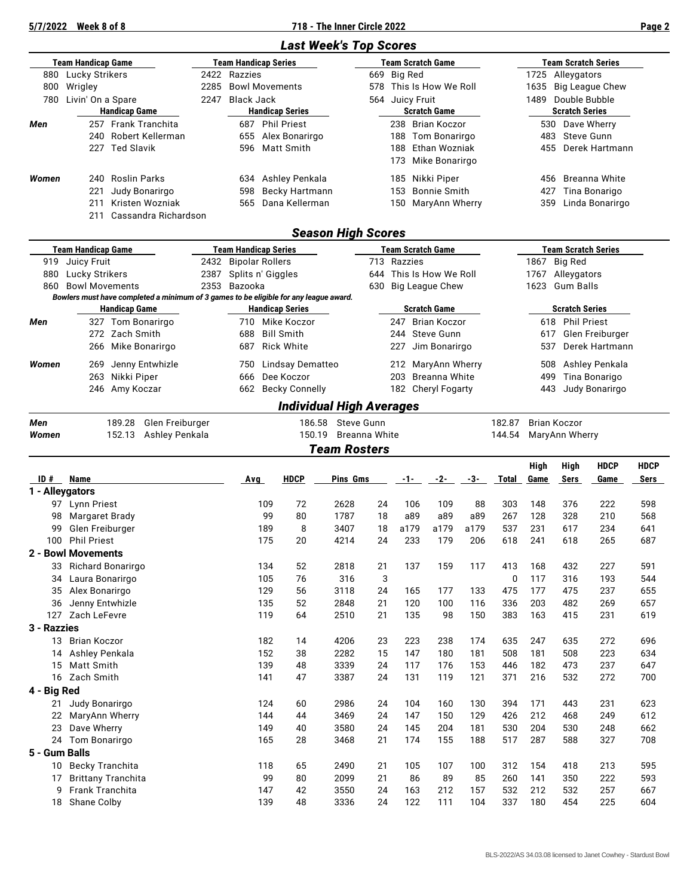## Last Week's Top Scores

| Team Handicap Game | Team Handicap Series | Team Scratch Game | Team Scratch Series |
|---|---|---|---|
| 880 Lucky Strikers | 2422 Razzies | 669 Big Red | 1725 Alleygators |
| 800 Wrigley | 2285 Bowl Movements | 578 This Is How We Roll | 1635 Big League Chew |
| 780 Livin' On a Spare | 2247 Black Jack | 564 Juicy Fruit | 1489 Double Bubble |

| | Handicap Game | Handicap Series | Scratch Game | Scratch Series |
|---|---|---|---|---|
| **Men** | 257 Frank Tranchita | 687 Phil Priest | 238 Brian Koczor | 530 Dave Wherry |
| | 240 Robert Kellerman | 655 Alex Bonarirgo | 188 Tom Bonarirgo | 483 Steve Gunn |
| | 227 Ted Slavik | 596 Matt Smith | 188 Ethan Wozniak | 455 Derek Hartmann |
| | | | 173 Mike Bonarirgo | |
| **Women** | 240 Roslin Parks | 634 Ashley Penkala | 185 Nikki Piper | 456 Breanna White |
| | 221 Judy Bonarirgo | 598 Becky Hartmann | 153 Bonnie Smith | 427 Tina Bonarigo |
| | 211 Kristen Wozniak | 565 Dana Kellerman | 150 MaryAnn Wherry | 359 Linda Bonarirgo |
| | 211 Cassandra Richardson | | | |

## Season High Scores

| Team Handicap Game | Team Handicap Series | Team Scratch Game | Team Scratch Series |
|---|---|---|---|
| 919 Juicy Fruit | 2432 Bipolar Rollers | 713 Razzies | 1867 Big Red |
| 880 Lucky Strikers | 2387 Splits n' Giggles | 644 This Is How We Roll | 1767 Alleygators |
| 860 Bowl Movements | 2353 Bazooka | 630 Big League Chew | 1623 Gum Balls |

*Bowlers must have completed a minimum of 3 games to be eligible for any league award.*

| | Handicap Game | Handicap Series | Scratch Game | Scratch Series |
|---|---|---|---|---|
| **Men** | 327 Tom Bonarirgo | 710 Mike Koczor | 247 Brian Koczor | 618 Phil Priest |
| | 272 Zach Smith | 688 Bill Smith | 244 Steve Gunn | 617 Glen Freiburger |
| | 266 Mike Bonarirgo | 687 Rick White | 227 Jim Bonarirgo | 537 Derek Hartmann |
| **Women** | 269 Jenny Entwhizle | 750 Lindsay Dematteo | 212 MaryAnn Wherry | 508 Ashley Penkala |
| | 263 Nikki Piper | 666 Dee Koczor | 203 Breanna White | 499 Tina Bonarigo |
| | 246 Amy Koczar | 662 Becky Connelly | 182 Cheryl Fogarty | 443 Judy Bonarirgo |

## Individual High Averages

| | | | |
|---|---|---|---|
| **Men** | 189.28 Glen Freiburger | 186.58 Steve Gunn | 182.87 Brian Koczor |
| **Women** | 152.13 Ashley Penkala | 150.19 Breanna White | 144.54 MaryAnn Wherry |

## Team Rosters

| ID # | Name | Avg | HDCP | Pins | Gms | -1- | -2- | -3- | Total | High Game | High Sers | HDCP Game | HDCP Sers |
|---|---|---|---|---|---|---|---|---|---|---|---|---|---|
| **1 - Alleygators** | | | | | | | | | | | | | |
| 97 | Lynn Priest | 109 | 72 | 2628 | 24 | 106 | 109 | 88 | 303 | 148 | 376 | 222 | 598 |
| 98 | Margaret Brady | 99 | 80 | 1787 | 18 | a89 | a89 | a89 | 267 | 128 | 328 | 210 | 568 |
| 99 | Glen Freiburger | 189 | 8 | 3407 | 18 | a179 | a179 | a179 | 537 | 231 | 617 | 234 | 641 |
| 100 | Phil Priest | 175 | 20 | 4214 | 24 | 233 | 179 | 206 | 618 | 241 | 618 | 265 | 687 |
| **2 - Bowl Movements** | | | | | | | | | | | | | |
| 33 | Richard Bonarirgo | 134 | 52 | 2818 | 21 | 137 | 159 | 117 | 413 | 168 | 432 | 227 | 591 |
| 34 | Laura Bonarirgo | 105 | 76 | 316 | 3 | | | | 0 | 117 | 316 | 193 | 544 |
| 35 | Alex Bonarirgo | 129 | 56 | 3118 | 24 | 165 | 177 | 133 | 475 | 177 | 475 | 237 | 655 |
| 36 | Jenny Entwhizle | 135 | 52 | 2848 | 21 | 120 | 100 | 116 | 336 | 203 | 482 | 269 | 657 |
| 127 | Zach LeFevre | 119 | 64 | 2510 | 21 | 135 | 98 | 150 | 383 | 163 | 415 | 231 | 619 |
| **3 - Razzies** | | | | | | | | | | | | | |
| 13 | Brian Koczor | 182 | 14 | 4206 | 23 | 223 | 238 | 174 | 635 | 247 | 635 | 272 | 696 |
| 14 | Ashley Penkala | 152 | 38 | 2282 | 15 | 147 | 180 | 181 | 508 | 181 | 508 | 223 | 634 |
| 15 | Matt Smith | 139 | 48 | 3339 | 24 | 117 | 176 | 153 | 446 | 182 | 473 | 237 | 647 |
| 16 | Zach Smith | 141 | 47 | 3387 | 24 | 131 | 119 | 121 | 371 | 216 | 532 | 272 | 700 |
| **4 - Big Red** | | | | | | | | | | | | | |
| 21 | Judy Bonarirgo | 124 | 60 | 2986 | 24 | 104 | 160 | 130 | 394 | 171 | 443 | 231 | 623 |
| 22 | MaryAnn Wherry | 144 | 44 | 3469 | 24 | 147 | 150 | 129 | 426 | 212 | 468 | 249 | 612 |
| 23 | Dave Wherry | 149 | 40 | 3580 | 24 | 145 | 204 | 181 | 530 | 204 | 530 | 248 | 662 |
| 24 | Tom Bonarirgo | 165 | 28 | 3468 | 21 | 174 | 155 | 188 | 517 | 287 | 588 | 327 | 708 |
| **5 - Gum Balls** | | | | | | | | | | | | | |
| 10 | Becky Tranchita | 118 | 65 | 2490 | 21 | 105 | 107 | 100 | 312 | 154 | 418 | 213 | 595 |
| 17 | Brittany Tranchita | 99 | 80 | 2099 | 21 | 86 | 89 | 85 | 260 | 141 | 350 | 222 | 593 |
| 9 | Frank Tranchita | 147 | 42 | 3550 | 24 | 163 | 212 | 157 | 532 | 212 | 532 | 257 | 667 |
| 18 | Shane Colby | 139 | 48 | 3336 | 24 | 122 | 111 | 104 | 337 | 180 | 454 | 225 | 604 |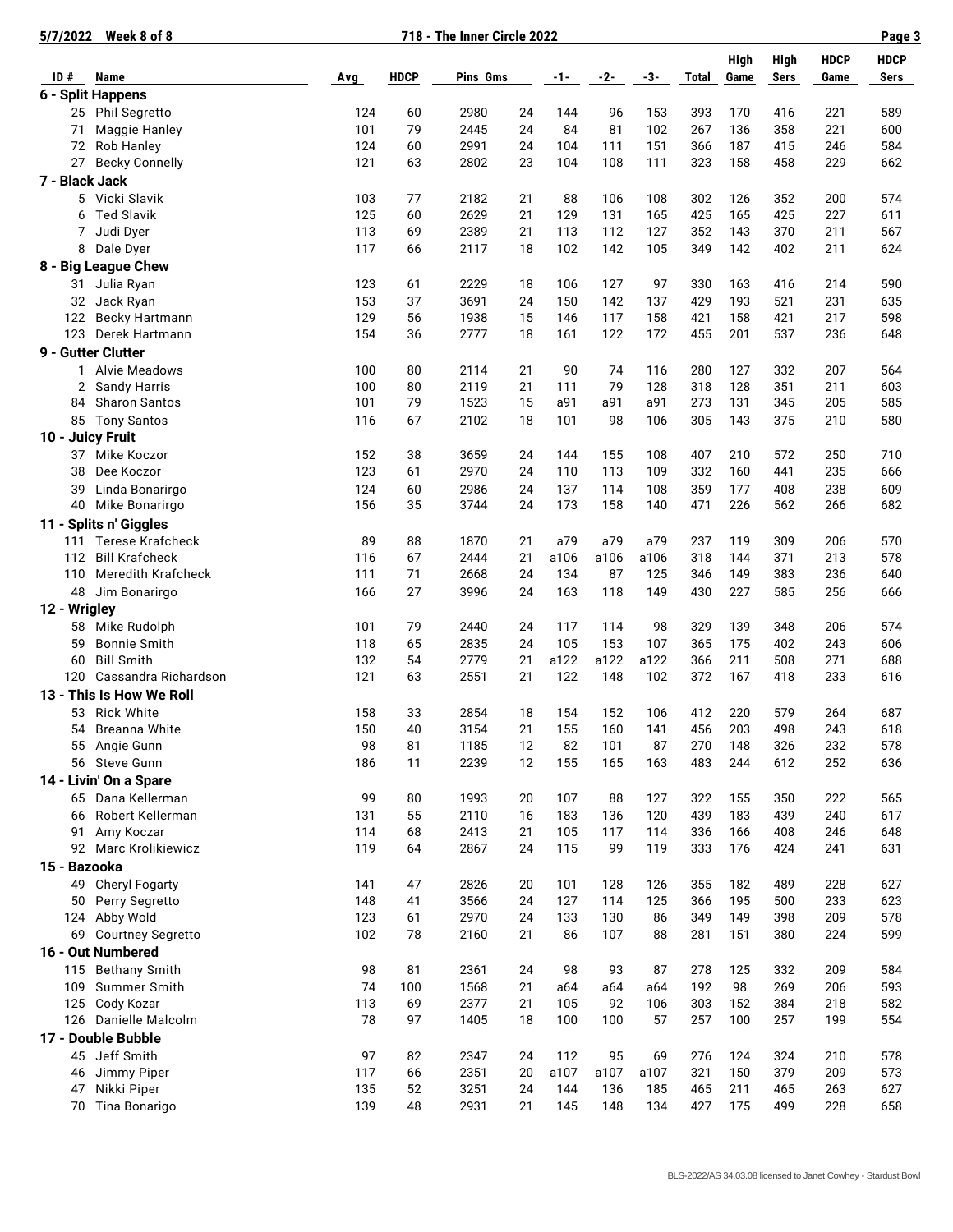| ID # | Name | Avg | HDCP | Pins | Gms | -1- | -2- | -3- | Total | High Game | High Sers | HDCP Game | HDCP Sers |
|---|---|---|---|---|---|---|---|---|---|---|---|---|---|
| **6 - Split Happens** | | | | | | | | | | | | | |
| 25 | Phil Segretto | 124 | 60 | 2980 | 24 | 144 | 96 | 153 | 393 | 170 | 416 | 221 | 589 |
| 71 | Maggie Hanley | 101 | 79 | 2445 | 24 | 84 | 81 | 102 | 267 | 136 | 358 | 221 | 600 |
| 72 | Rob Hanley | 124 | 60 | 2991 | 24 | 104 | 111 | 151 | 366 | 187 | 415 | 246 | 584 |
| 27 | Becky Connelly | 121 | 63 | 2802 | 23 | 104 | 108 | 111 | 323 | 158 | 458 | 229 | 662 |
| **7 - Black Jack** | | | | | | | | | | | | | |
| 5 | Vicki Slavik | 103 | 77 | 2182 | 21 | 88 | 106 | 108 | 302 | 126 | 352 | 200 | 574 |
| 6 | Ted Slavik | 125 | 60 | 2629 | 21 | 129 | 131 | 165 | 425 | 165 | 425 | 227 | 611 |
| 7 | Judi Dyer | 113 | 69 | 2389 | 21 | 113 | 112 | 127 | 352 | 143 | 370 | 211 | 567 |
| 8 | Dale Dyer | 117 | 66 | 2117 | 18 | 102 | 142 | 105 | 349 | 142 | 402 | 211 | 624 |
| **8 - Big League Chew** | | | | | | | | | | | | | |
| 31 | Julia Ryan | 123 | 61 | 2229 | 18 | 106 | 127 | 97 | 330 | 163 | 416 | 214 | 590 |
| 32 | Jack Ryan | 153 | 37 | 3691 | 24 | 150 | 142 | 137 | 429 | 193 | 521 | 231 | 635 |
| 122 | Becky Hartmann | 129 | 56 | 1938 | 15 | 146 | 117 | 158 | 421 | 158 | 421 | 217 | 598 |
| 123 | Derek Hartmann | 154 | 36 | 2777 | 18 | 161 | 122 | 172 | 455 | 201 | 537 | 236 | 648 |
| **9 - Gutter Clutter** | | | | | | | | | | | | | |
| 1 | Alvie Meadows | 100 | 80 | 2114 | 21 | 90 | 74 | 116 | 280 | 127 | 332 | 207 | 564 |
| 2 | Sandy Harris | 100 | 80 | 2119 | 21 | 111 | 79 | 128 | 318 | 128 | 351 | 211 | 603 |
| 84 | Sharon Santos | 101 | 79 | 1523 | 15 | a91 | a91 | a91 | 273 | 131 | 345 | 205 | 585 |
| 85 | Tony Santos | 116 | 67 | 2102 | 18 | 101 | 98 | 106 | 305 | 143 | 375 | 210 | 580 |
| **10 - Juicy Fruit** | | | | | | | | | | | | | |
| 37 | Mike Koczor | 152 | 38 | 3659 | 24 | 144 | 155 | 108 | 407 | 210 | 572 | 250 | 710 |
| 38 | Dee Koczor | 123 | 61 | 2970 | 24 | 110 | 113 | 109 | 332 | 160 | 441 | 235 | 666 |
| 39 | Linda Bonarirgo | 124 | 60 | 2986 | 24 | 137 | 114 | 108 | 359 | 177 | 408 | 238 | 609 |
| 40 | Mike Bonarirgo | 156 | 35 | 3744 | 24 | 173 | 158 | 140 | 471 | 226 | 562 | 266 | 682 |
| **11 - Splits n' Giggles** | | | | | | | | | | | | | |
| 111 | Terese Krafcheck | 89 | 88 | 1870 | 21 | a79 | a79 | a79 | 237 | 119 | 309 | 206 | 570 |
| 112 | Bill Krafcheck | 116 | 67 | 2444 | 21 | a106 | a106 | a106 | 318 | 144 | 371 | 213 | 578 |
| 110 | Meredith Krafcheck | 111 | 71 | 2668 | 24 | 134 | 87 | 125 | 346 | 149 | 383 | 236 | 640 |
| 48 | Jim Bonarirgo | 166 | 27 | 3996 | 24 | 163 | 118 | 149 | 430 | 227 | 585 | 256 | 666 |
| **12 - Wrigley** | | | | | | | | | | | | | |
| 58 | Mike Rudolph | 101 | 79 | 2440 | 24 | 117 | 114 | 98 | 329 | 139 | 348 | 206 | 574 |
| 59 | Bonnie Smith | 118 | 65 | 2835 | 24 | 105 | 153 | 107 | 365 | 175 | 402 | 243 | 606 |
| 60 | Bill Smith | 132 | 54 | 2779 | 21 | a122 | a122 | a122 | 366 | 211 | 508 | 271 | 688 |
| 120 | Cassandra Richardson | 121 | 63 | 2551 | 21 | 122 | 148 | 102 | 372 | 167 | 418 | 233 | 616 |
| **13 - This Is How We Roll** | | | | | | | | | | | | | |
| 53 | Rick White | 158 | 33 | 2854 | 18 | 154 | 152 | 106 | 412 | 220 | 579 | 264 | 687 |
| 54 | Breanna White | 150 | 40 | 3154 | 21 | 155 | 160 | 141 | 456 | 203 | 498 | 243 | 618 |
| 55 | Angie Gunn | 98 | 81 | 1185 | 12 | 82 | 101 | 87 | 270 | 148 | 326 | 232 | 578 |
| 56 | Steve Gunn | 186 | 11 | 2239 | 12 | 155 | 165 | 163 | 483 | 244 | 612 | 252 | 636 |
| **14 - Livin' On a Spare** | | | | | | | | | | | | | |
| 65 | Dana Kellerman | 99 | 80 | 1993 | 20 | 107 | 88 | 127 | 322 | 155 | 350 | 222 | 565 |
| 66 | Robert Kellerman | 131 | 55 | 2110 | 16 | 183 | 136 | 120 | 439 | 183 | 439 | 240 | 617 |
| 91 | Amy Koczar | 114 | 68 | 2413 | 21 | 105 | 117 | 114 | 336 | 166 | 408 | 246 | 648 |
| 92 | Marc Krolikiewicz | 119 | 64 | 2867 | 24 | 115 | 99 | 119 | 333 | 176 | 424 | 241 | 631 |
| **15 - Bazooka** | | | | | | | | | | | | | |
| 49 | Cheryl Fogarty | 141 | 47 | 2826 | 20 | 101 | 128 | 126 | 355 | 182 | 489 | 228 | 627 |
| 50 | Perry Segretto | 148 | 41 | 3566 | 24 | 127 | 114 | 125 | 366 | 195 | 500 | 233 | 623 |
| 124 | Abby Wold | 123 | 61 | 2970 | 24 | 133 | 130 | 86 | 349 | 149 | 398 | 209 | 578 |
| 69 | Courtney Segretto | 102 | 78 | 2160 | 21 | 86 | 107 | 88 | 281 | 151 | 380 | 224 | 599 |
| **16 - Out Numbered** | | | | | | | | | | | | | |
| 115 | Bethany Smith | 98 | 81 | 2361 | 24 | 98 | 93 | 87 | 278 | 125 | 332 | 209 | 584 |
| 109 | Summer Smith | 74 | 100 | 1568 | 21 | a64 | a64 | a64 | 192 | 98 | 269 | 206 | 593 |
| 125 | Cody Kozar | 113 | 69 | 2377 | 21 | 105 | 92 | 106 | 303 | 152 | 384 | 218 | 582 |
| 126 | Danielle Malcolm | 78 | 97 | 1405 | 18 | 100 | 100 | 57 | 257 | 100 | 257 | 199 | 554 |
| **17 - Double Bubble** | | | | | | | | | | | | | |
| 45 | Jeff Smith | 97 | 82 | 2347 | 24 | 112 | 95 | 69 | 276 | 124 | 324 | 210 | 578 |
| 46 | Jimmy Piper | 117 | 66 | 2351 | 20 | a107 | a107 | a107 | 321 | 150 | 379 | 209 | 573 |
| 47 | Nikki Piper | 135 | 52 | 3251 | 24 | 144 | 136 | 185 | 465 | 211 | 465 | 263 | 627 |
| 70 | Tina Bonarigo | 139 | 48 | 2931 | 21 | 145 | 148 | 134 | 427 | 175 | 499 | 228 | 658 |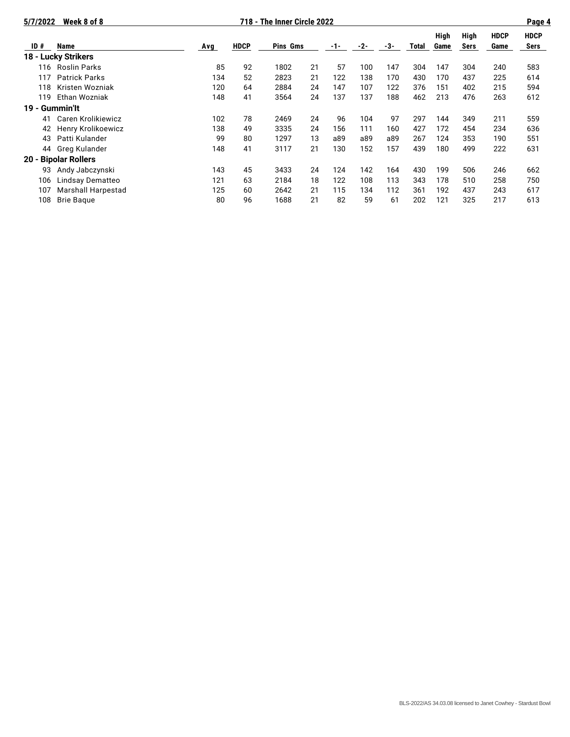| ID # | Name | Avg | HDCP | Pins | Gms | -1- | -2- | -3- | Total | High Game | High Sers | HDCP Game | HDCP Sers |
|---|---|---|---|---|---|---|---|---|---|---|---|---|---|
| **18 - Lucky Strikers** | | | | | | | | | | | | | |
| 116 | Roslin Parks | 85 | 92 | 1802 | 21 | 57 | 100 | 147 | 304 | 147 | 304 | 240 | 583 |
| 117 | Patrick Parks | 134 | 52 | 2823 | 21 | 122 | 138 | 170 | 430 | 170 | 437 | 225 | 614 |
| 118 | Kristen Wozniak | 120 | 64 | 2884 | 24 | 147 | 107 | 122 | 376 | 151 | 402 | 215 | 594 |
| 119 | Ethan Wozniak | 148 | 41 | 3564 | 24 | 137 | 137 | 188 | 462 | 213 | 476 | 263 | 612 |
| **19 - Gummin'It** | | | | | | | | | | | | | |
| 41 | Caren Krolikiewicz | 102 | 78 | 2469 | 24 | 96 | 104 | 97 | 297 | 144 | 349 | 211 | 559 |
| 42 | Henry Krolikoewicz | 138 | 49 | 3335 | 24 | 156 | 111 | 160 | 427 | 172 | 454 | 234 | 636 |
| 43 | Patti Kulander | 99 | 80 | 1297 | 13 | a89 | a89 | a89 | 267 | 124 | 353 | 190 | 551 |
| 44 | Greg Kulander | 148 | 41 | 3117 | 21 | 130 | 152 | 157 | 439 | 180 | 499 | 222 | 631 |
| **20 - Bipolar Rollers** | | | | | | | | | | | | | |
| 93 | Andy Jabczynski | 143 | 45 | 3433 | 24 | 124 | 142 | 164 | 430 | 199 | 506 | 246 | 662 |
| 106 | Lindsay Dematteo | 121 | 63 | 2184 | 18 | 122 | 108 | 113 | 343 | 178 | 510 | 258 | 750 |
| 107 | Marshall Harpestad | 125 | 60 | 2642 | 21 | 115 | 134 | 112 | 361 | 192 | 437 | 243 | 617 |
| 108 | Brie Baque | 80 | 96 | 1688 | 21 | 82 | 59 | 61 | 202 | 121 | 325 | 217 | 613 |